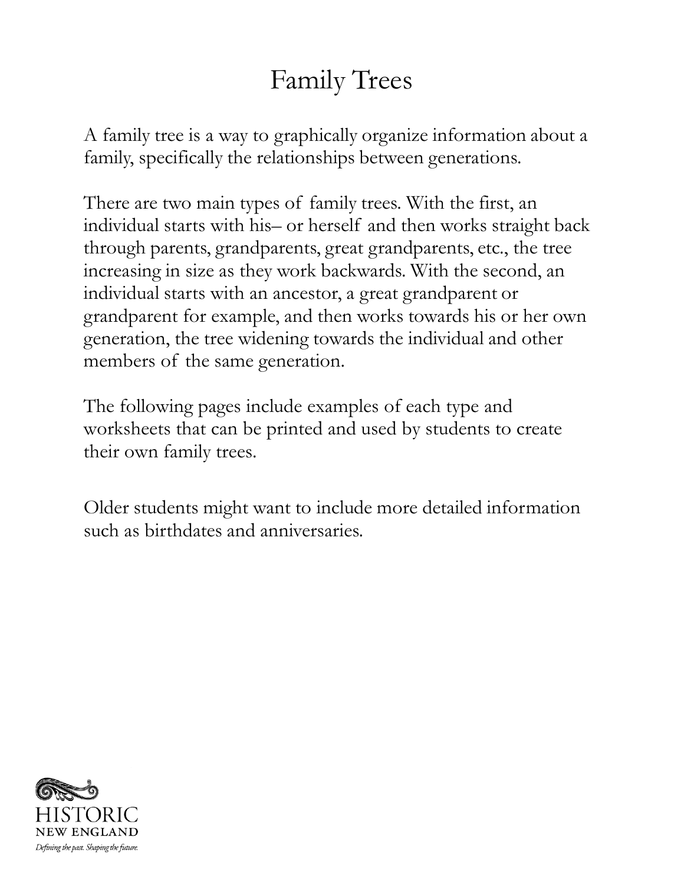# Family Trees

A family tree is a way to graphically organize information about a family, specifically the relationships between generations.

There are two main types of family trees. With the first, an individual starts with his– or herself and then works straight back through parents, grandparents, great grandparents, etc., the tree increasing in size as they work backwards. With the second, an individual starts with an ancestor, a great grandparent or grandparent for example, and then works towards his or her own generation, the tree widening towards the individual and other members of the same generation.

The following pages include examples of each type and worksheets that can be printed and used by students to create their own family trees.

Older students might want to include more detailed information such as birthdates and anniversaries.

HISTORIC NEW ENGLAND

*Defining the past. Shaping the future.*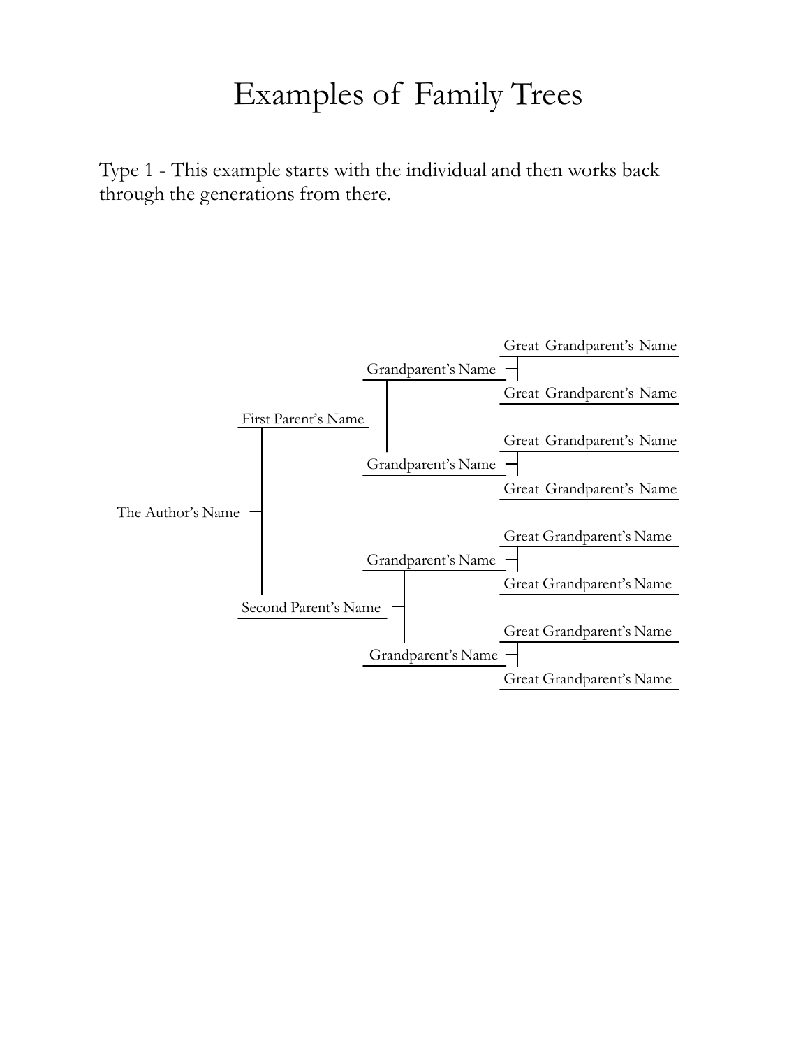# Examples of Family Trees

Type 1 - This example starts with the individual and then works back through the generations from there.

- The Author's Name
  - First Parent's Name
    - Grandparent's Name
      - Great Grandparent's Name
      - Great Grandparent's Name
    - Grandparent's Name
      - Great Grandparent's Name
      - Great Grandparent's Name
  - Second Parent's Name
    - Grandparent's Name
      - Great Grandparent's Name
      - Great Grandparent's Name
    - Grandparent's Name
      - Great Grandparent's Name
      - Great Grandparent's Name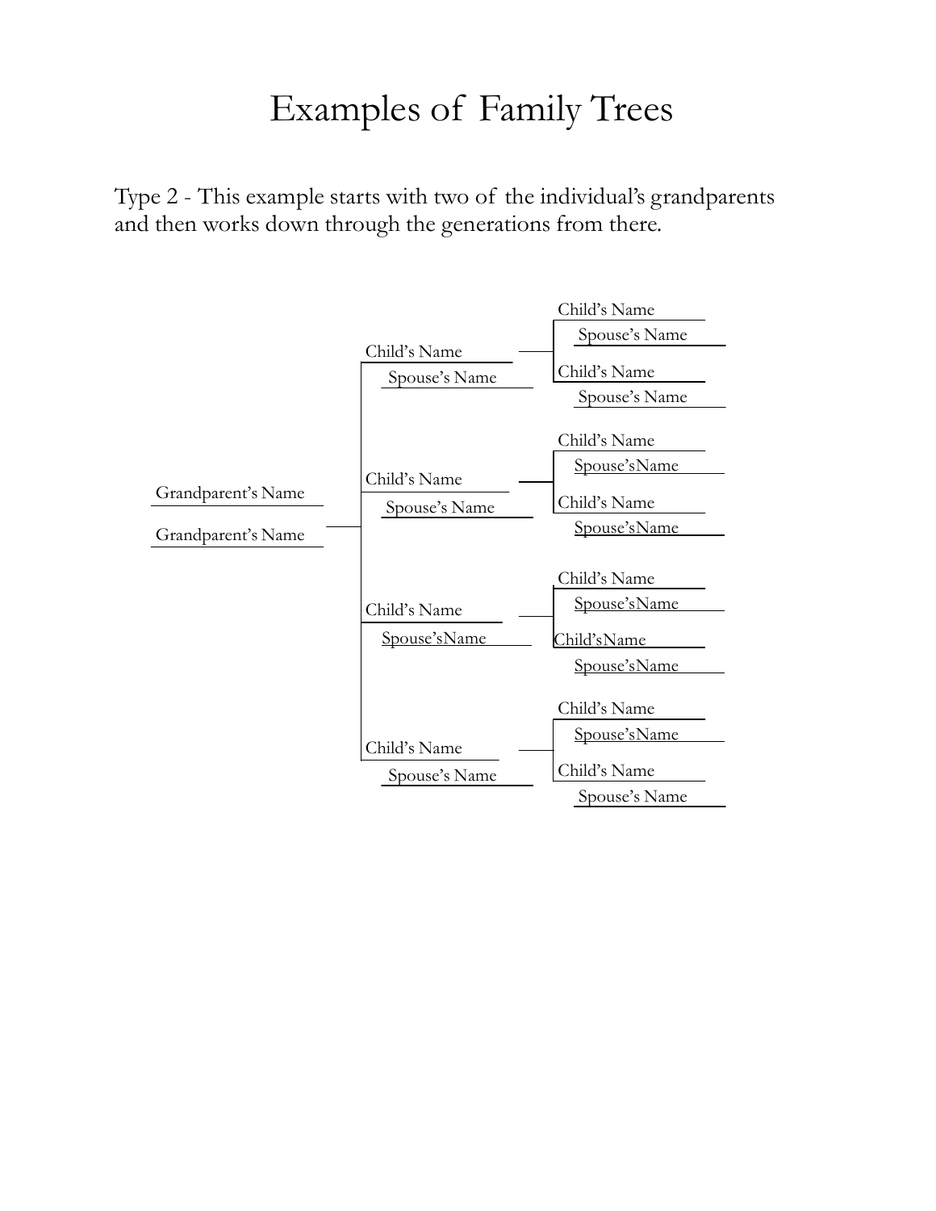# Examples of Family Trees

Type 2 - This example starts with two of the individual's grandparents and then works down through the generations from there.

- Grandparent's Name
- Grandparent's Name
  - Child's Name
    - Spouse's Name
      - Child's Name
        - Spouse's Name
      - Child's Name
        - Spouse's Name
  - Child's Name
    - Spouse's Name
      - Child's Name
        - Spouse'sName
      - Child's Name
        - Spouse'sName
  - Child's Name
    - Spouse'sName
      - Child's Name
        - Spouse'sName
      - Child'sName
        - Spouse'sName
  - Child's Name
    - Spouse's Name
      - Child's Name
        - Spouse'sName
      - Child's Name
        - Spouse's Name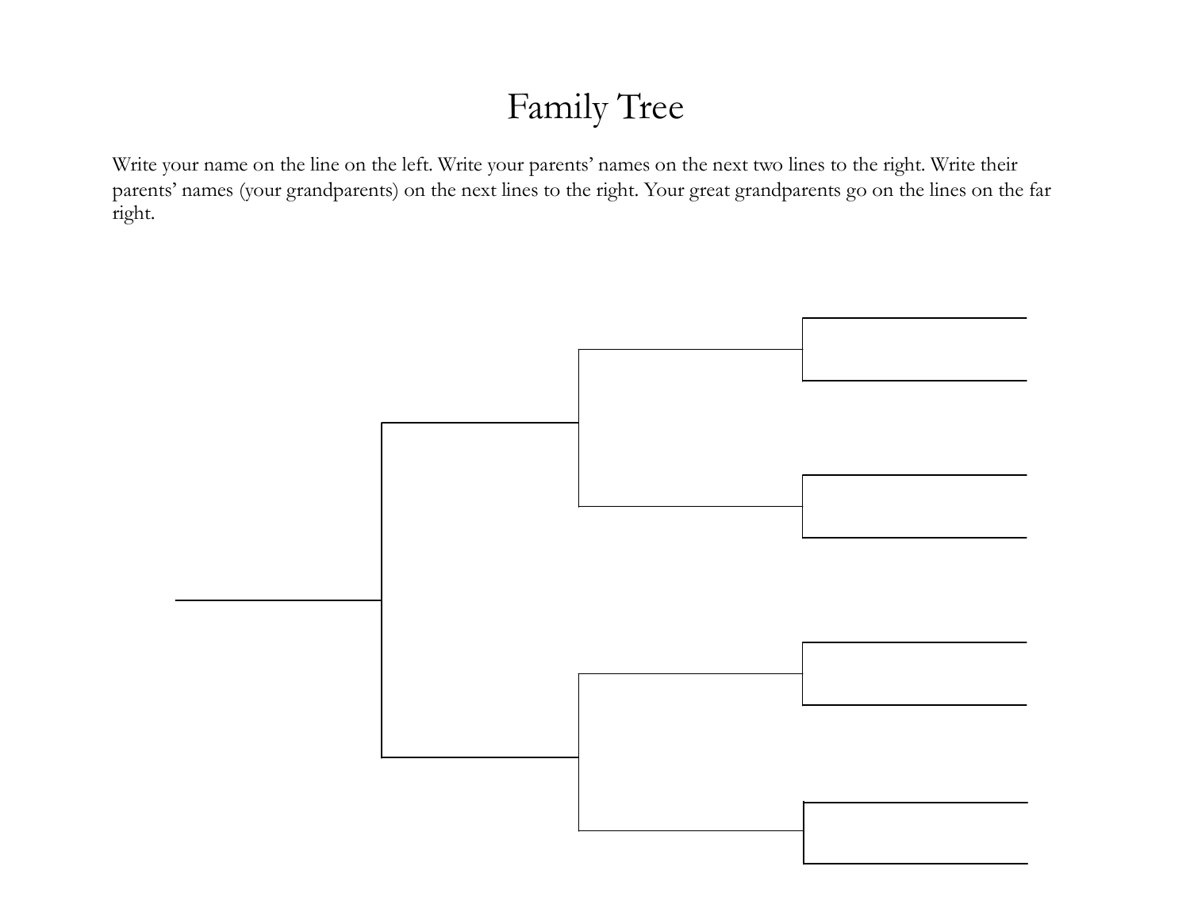# Family Tree

Write your name on the line on the left. Write your parents' names on the next two lines to the right. Write their parents' names (your grandparents) on the next lines to the right. Your great grandparents go on the lines on the far right.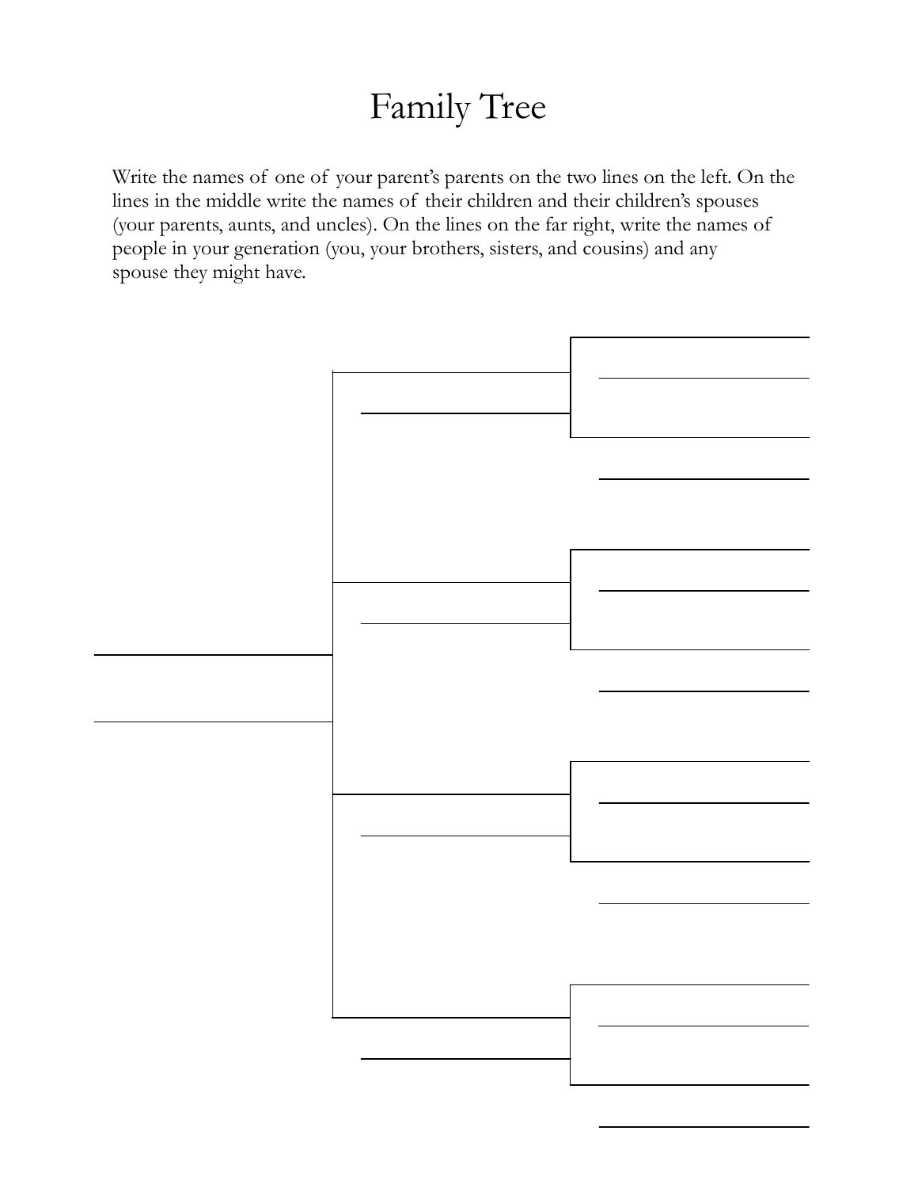# Family Tree

Write the names of one of your parent's parents on the two lines on the left. On the lines in the middle write the names of their children and their children's spouses (your parents, aunts, and uncles). On the lines on the far right, write the names of people in your generation (you, your brothers, sisters, and cousins) and any spouse they might have.